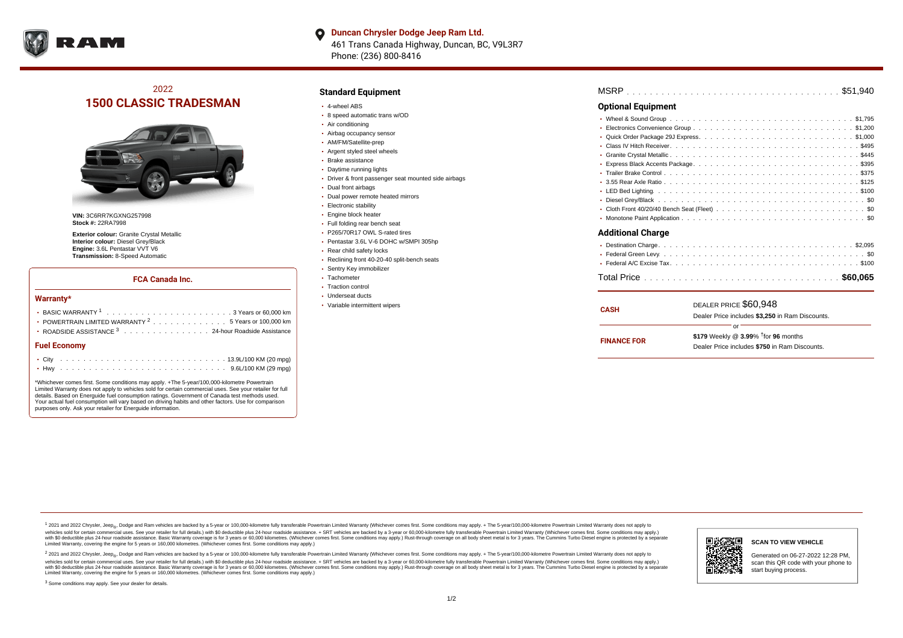**Duncan Chrysler Dodge Jeep Ram Ltd.**
461 Trans Canada Highway, Duncan, BC, V9L3R7
Phone: (236) 800-8416

## 2022
# 1500 CLASSIC TRADESMAN

**VIN:** 3C6RR7KGXNG257998
**Stock #:** 22RA7998

**Exterior colour:** Granite Crystal Metallic
**Interior colour:** Diesel Grey/Black
**Engine:** 3.6L Pentastar VVT V6
**Transmission:** 8-Speed Automatic

### FCA Canada Inc.

#### Warranty*

- BASIC WARRANTY [1] . . . . . . . . . . 3 Years or 60,000 km
- POWERTRAIN LIMITED WARRANTY [2] . . . . . . . . 5 Years or 100,000 km
- ROADSIDE ASSISTANCE [3] . . . . . . . . 24-hour Roadside Assistance

#### Fuel Economy

- City . . . . . . . . . . 13.9L/100 KM (20 mpg)
- Hwy . . . . . . . . . . 9.6L/100 KM (29 mpg)

*Whichever comes first. Some conditions may apply. +The 5-year/100,000-kilometre Powertrain Limited Warranty does not apply to vehicles sold for certain commercial uses. See your retailer for full details. Based on Energuide fuel consumption ratings. Government of Canada test methods used. Your actual fuel consumption will vary based on driving habits and other factors. Use for comparison purposes only. Ask your retailer for Energuide information.

## Standard Equipment

- 4-wheel ABS
- 8 speed automatic trans w/OD
- Air conditioning
- Airbag occupancy sensor
- AM/FM/Satellite-prep
- Argent styled steel wheels
- Brake assistance
- Daytime running lights
- Driver & front passenger seat mounted side airbags
- Dual front airbags
- Dual power remote heated mirrors
- Electronic stability
- Engine block heater
- Full folding rear bench seat
- P265/70R17 OWL S-rated tires
- Pentastar 3.6L V-6 DOHC w/SMPI 305hp
- Rear child safety locks
- Reclining front 40-20-40 split-bench seats
- Sentry Key immobilizer
- Tachometer
- Traction control
- Underseat ducts
- Variable intermittent wipers

MSRP . . . . . . . . . . $51,940

## Optional Equipment

- Wheel & Sound Group . . . . . . . . . . $1,795
- Electronics Convenience Group . . . . . . . . . . $1,200
- Quick Order Package 29J Express. . . . . . . . . . $1,000
- Class IV Hitch Receiver. . . . . . . . . . $495
- Granite Crystal Metallic . . . . . . . . . . $445
- Express Black Accents Package. . . . . . . . . . $395
- Trailer Brake Control . . . . . . . . . . $375
- 3.55 Rear Axle Ratio . . . . . . . . . . $125
- LED Bed Lighting. . . . . . . . . . $100
- Diesel Grey/Black . . . . . . . . . . $0
- Cloth Front 40/20/40 Bench Seat (Fleet) . . . . . . . . . . $0
- Monotone Paint Application . . . . . . . . . . $0

## Additional Charge

- Destination Charge. . . . . . . . . . $2,095
- Federal Green Levy. . . . . . . . . . $0
- Federal A/C Excise Tax. . . . . . . . . . $100

Total Price . . . . . . . . . . **$60,065**

| | |
|---|---|
| **CASH** | DEALER PRICE $60,948<br>Dealer Price includes **$3,250** in Ram Discounts. |
| | or |
| **FINANCE FOR** | **$179** Weekly @ **3.99**% †for **96** months<br>Dealer Price includes **$750** in Ram Discounts. |

[1] 2021 and 2022 Chrysler, Jeep®, Dodge and Ram vehicles are backed by a 5-year or 100,000-kilometre fully transferable Powertrain Limited Warranty (Whichever comes first. Some conditions may apply. + The 5-year/100,000-kilometre Powertrain Limited Warranty does not apply to vehicles sold for certain commercial uses. See your retailer for full details.) with $0 deductible plus 24-hour roadside assistance. + SRT vehicles are backed by a 3-year or 60,000-kilometre fully transferable Powertrain Limited Warranty (Whichever comes first. Some conditions may apply.) with $0 deductible plus 24-hour roadside assistance. Basic Warranty coverage is for 3 years or 60,000 kilometres. (Whichever comes first. Some conditions may apply.) Rust-through coverage on all body sheet metal is for 3 years. The Cummins Turbo Diesel engine is protected by a separate Limited Warranty, covering the engine for 5 years or 160,000 kilometres. (Whichever comes first. Some conditions may apply.)

[2] 2021 and 2022 Chrysler, Jeep®, Dodge and Ram vehicles are backed by a 5-year or 100,000-kilometre fully transferable Powertrain Limited Warranty (Whichever comes first. Some conditions may apply. + The 5-year/100,000-kilometre Powertrain Limited Warranty does not apply to vehicles sold for certain commercial uses. See your retailer for full details.) with $0 deductible plus 24-hour roadside assistance. + SRT vehicles are backed by a 3-year or 60,000-kilometre fully transferable Powertrain Limited Warranty (Whichever comes first. Some conditions may apply.) with $0 deductible plus 24-hour roadside assistance. Basic Warranty coverage is for 3 years or 60,000 kilometres. (Whichever comes first. Some conditions may apply.) Rust-through coverage on all body sheet metal is for 3 years. The Cummins Turbo Diesel engine is protected by a separate Limited Warranty, covering the engine for 5 years or 160,000 kilometres. (Whichever comes first. Some conditions may apply.)

[3] Some conditions may apply. See your dealer for details.

**SCAN TO VIEW VEHICLE**

Generated on 06-27-2022 12:28 PM, scan this QR code with your phone to start buying process.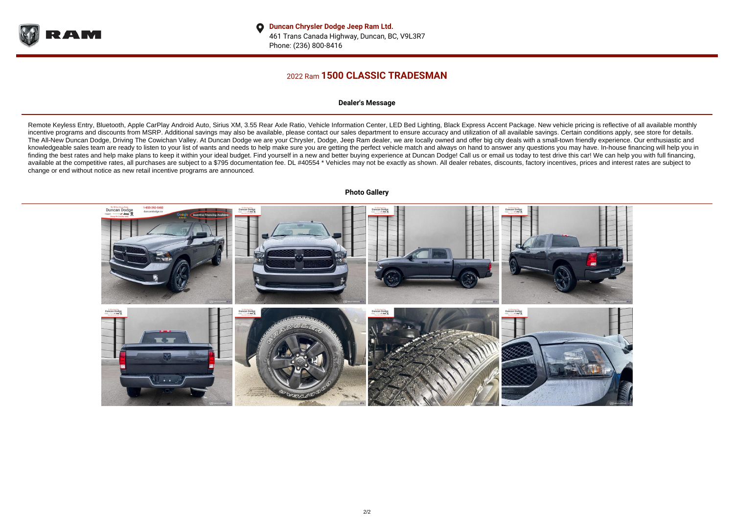**Duncan Chrysler Dodge Jeep Ram Ltd.**
461 Trans Canada Highway, Duncan, BC, V9L3R7
Phone: (236) 800-8416

# 2022 Ram **1500 CLASSIC TRADESMAN**

## Dealer's Message

Remote Keyless Entry, Bluetooth, Apple CarPlay Android Auto, Sirius XM, 3.55 Rear Axle Ratio, Vehicle Information Center, LED Bed Lighting, Black Express Accent Package. New vehicle pricing is reflective of all available monthly incentive programs and discounts from MSRP. Additional savings may also be available, please contact our sales department to ensure accuracy and utilization of all available savings. Certain conditions apply, see store for details. The All-New Duncan Dodge, Driving The Cowichan Valley. At Duncan Dodge we are your Chrysler, Dodge, Jeep Ram dealer, we are locally owned and offer big city deals with a small-town friendly experience. Our enthusiastic and knowledgeable sales team are ready to listen to your list of wants and needs to help make sure you are getting the perfect vehicle match and always on hand to answer any questions you may have. In-house financing will help you in finding the best rates and help make plans to keep it within your ideal budget. Find yourself in a new and better buying experience at Duncan Dodge! Call us or email us today to test drive this car! We can help you with full financing, available at the competitive rates, all purchases are subject to a $795 documentation fee. DL #40554 * Vehicles may not be exactly as shown. All dealer rebates, discounts, factory incentives, prices and interest rates are subject to change or end without notice as new retail incentive programs are announced.

## Photo Gallery